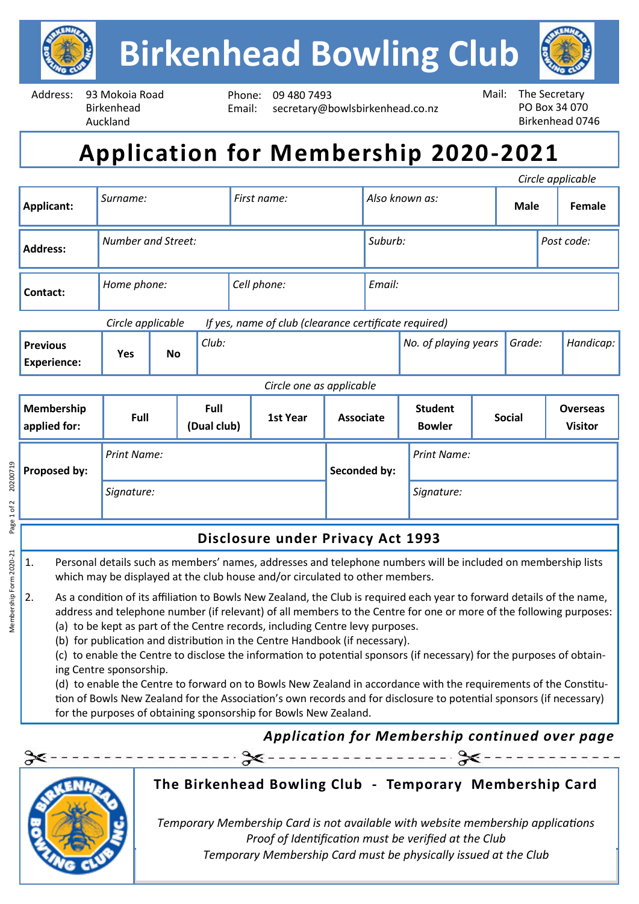# Birkenhead Bowling Club

Address: 93 Mokoia Road
Birkenhead
Auckland

Phone: 09 480 7493
Email: secretary@bowlsbirkenhead.co.nz

Mail: The Secretary
PO Box 34 070
Birkenhead 0746

## Application for Membership 2020-2021

*Circle applicable*

| **Applicant:** | *Surname:* | *First name:* | *Also known as:* | **Male** | **Female** |
|---|---|---|---|---|---|

| **Address:** | *Number and Street:* | *Suburb:* | *Post code:* |
|---|---|---|---|

| **Contact:** | *Home phone:* | *Cell phone:* | *Email:* |
|---|---|---|---|

*Circle applicable* *If yes, name of club (clearance certificate required)*

| **Previous Experience:** | **Yes** | **No** | *Club:* | *No. of playing years* | *Grade:* | *Handicap:* |
|---|---|---|---|---|---|---|

*Circle one as applicable*

| **Membership applied for:** | **Full** | **Full (Dual club)** | **1st Year** | **Associate** | **Student Bowler** | **Social** | **Overseas Visitor** |
|---|---|---|---|---|---|---|---|

| **Proposed by:** | *Print Name:* | **Seconded by:** | *Print Name:* |
|---|---|---|---|
| | *Signature:* | | *Signature:* |

### Disclosure under Privacy Act 1993

1. Personal details such as members' names, addresses and telephone numbers will be included on membership lists which may be displayed at the club house and/or circulated to other members.
2. As a condition of its affiliation to Bowls New Zealand, the Club is required each year to forward details of the name, address and telephone number (if relevant) of all members to the Centre for one or more of the following purposes:
   (a) to be kept as part of the Centre records, including Centre levy purposes.
   (b) for publication and distribution in the Centre Handbook (if necessary).
   (c) to enable the Centre to disclose the information to potential sponsors (if necessary) for the purposes of obtaining Centre sponsorship.
   (d) to enable the Centre to forward on to Bowls New Zealand in accordance with the requirements of the Constitution of Bowls New Zealand for the Association's own records and for disclosure to potential sponsors (if necessary) for the purposes of obtaining sponsorship for Bowls New Zealand.

***Application for Membership continued over page***

---

**The Birkenhead Bowling Club - Temporary Membership Card**

*Temporary Membership Card is not available with website membership applications*
*Proof of Identification must be verified at the Club*
*Temporary Membership Card must be physically issued at the Club*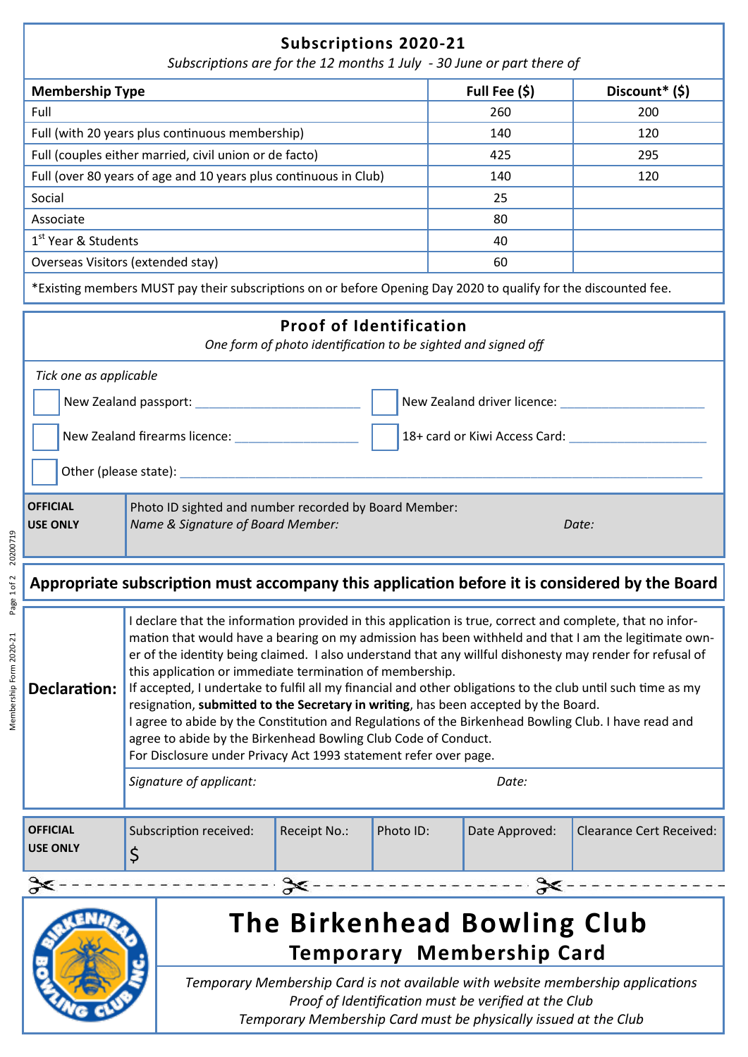## Subscriptions 2020-21

*Subscriptions are for the 12 months 1 July - 30 June or part there of*

| Membership Type | Full Fee ($) | Discount* ($) |
|---|---|---|
| Full | 260 | 200 |
| Full (with 20 years plus continuous membership) | 140 | 120 |
| Full (couples either married, civil union or de facto) | 425 | 295 |
| Full (over 80 years of age and 10 years plus continuous in Club) | 140 | 120 |
| Social | 25 | |
| Associate | 80 | |
| 1st Year & Students | 40 | |
| Overseas Visitors (extended stay) | 60 | |

*Existing members MUST pay their subscriptions on or before Opening Day 2020 to qualify for the discounted fee.

## Proof of Identification

*One form of photo identification to be sighted and signed off*

*Tick one as applicable*

☐ New Zealand passport: ______________________ ☐ New Zealand driver licence: ____________________

☐ New Zealand firearms licence: ________________ ☐ 18+ card or Kiwi Access Card: ___________________

☐ Other (please state): ______________________________________________________________

| | |
|---|---|
| **OFFICIAL USE ONLY** | Photo ID sighted and number recorded by Board Member:<br>*Name & Signature of Board Member:* *Date:* |

**Appropriate subscription must accompany this application before it is considered by the Board**

**Declaration:**

I declare that the information provided in this application is true, correct and complete, that no information that would have a bearing on my admission has been withheld and that I am the legitimate owner of the identity being claimed. I also understand that any willful dishonesty may render for refusal of this application or immediate termination of membership.
If accepted, I undertake to fulfil all my financial and other obligations to the club until such time as my resignation, **submitted to the Secretary in writing**, has been accepted by the Board.
I agree to abide by the Constitution and Regulations of the Birkenhead Bowling Club. I have read and agree to abide by the Birkenhead Bowling Club Code of Conduct.
For Disclosure under Privacy Act 1993 statement refer over page.

*Signature of applicant:* *Date:*

| **OFFICIAL USE ONLY** | Subscription received:<br>$ | Receipt No.: | Photo ID: | Date Approved: | Clearance Cert Received: |
|---|---|---|---|---|---|

# The Birkenhead Bowling Club

## Temporary Membership Card

*Temporary Membership Card is not available with website membership applications*
*Proof of Identification must be verified at the Club*
*Temporary Membership Card must be physically issued at the Club*